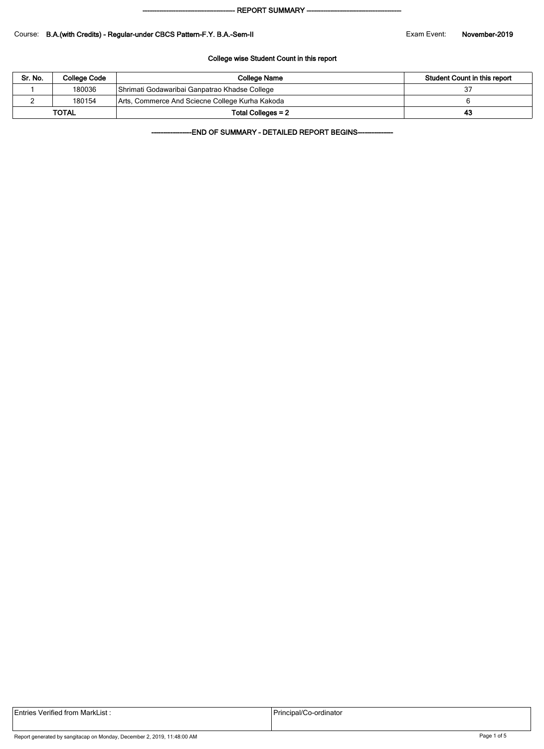## REPORT SUMMARY

Course: **B.A.(with Credits) - Regular-under CBCS Pattern-F.Y. B.A.-Sem-II**

Exam Event: **November-2019**

### College wise Student Count in this report

| Sr. No. | College Code | College Name | Student Count in this report |
|---|---|---|---|
| 1 | 180036 | Shrimati Godawaribai Ganpatrao Khadse College | 37 |
| 2 | 180154 | Arts, Commerce And Sciecne College Kurha Kakoda | 6 |
| **TOTAL** | | **Total Colleges = 2** | **43** |

**END OF SUMMARY - DETAILED REPORT BEGINS**

| Entries Verified from MarkList : | Principal/Co-ordinator |
|---|---|

Report generated by sangitacap on Monday, December 2, 2019, 11:48:00 AM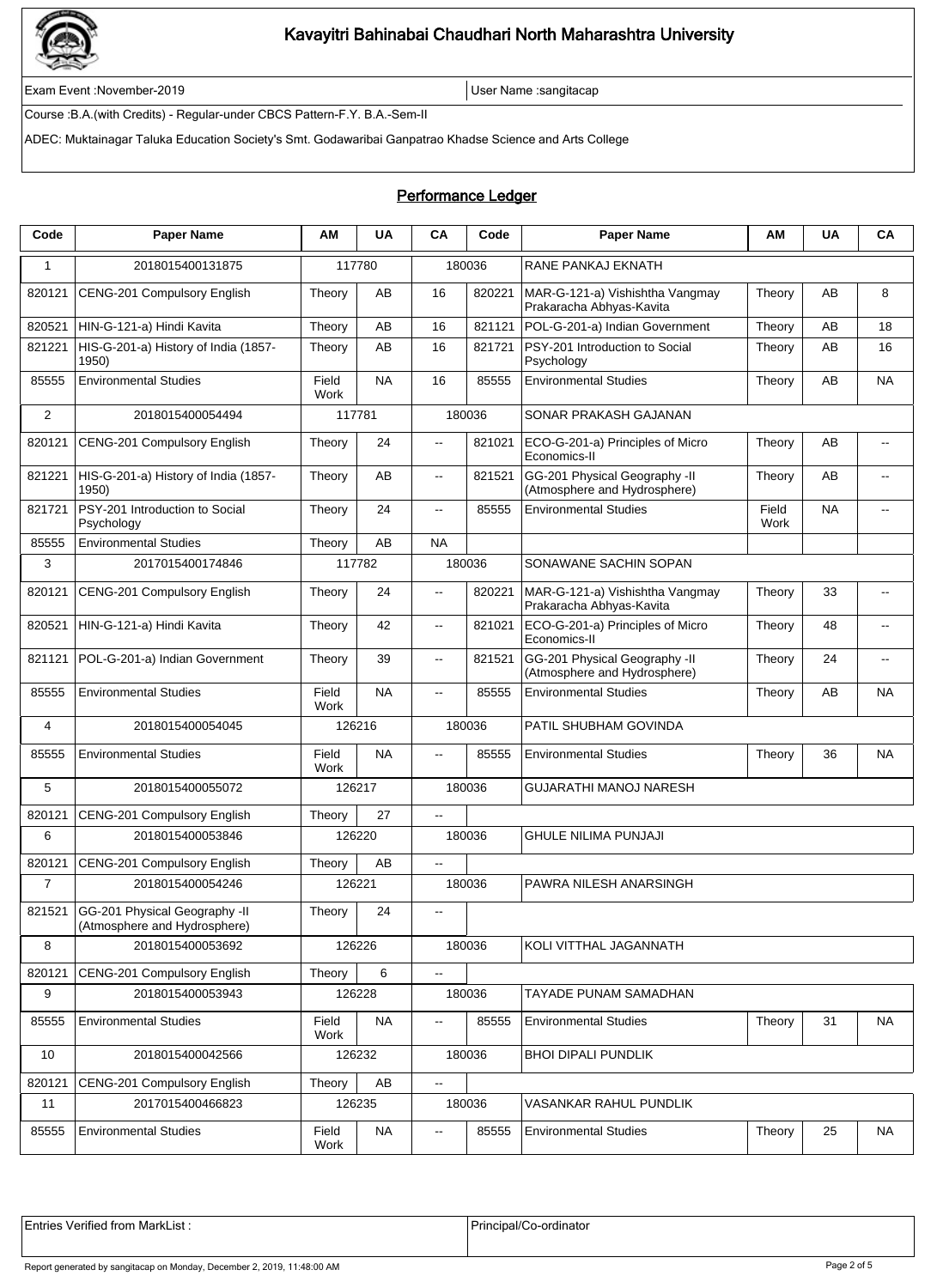# Kavayitri Bahinabai Chaudhari North Maharashtra University

Exam Event :November-2019 | User Name :sangitacap

Course :B.A.(with Credits) - Regular-under CBCS Pattern-F.Y. B.A.-Sem-II

ADEC: Muktainagar Taluka Education Society's Smt. Godawaribai Ganpatrao Khadse Science and Arts College

## Performance Ledger

| Code | Paper Name | AM | UA | CA | Code | Paper Name | AM | UA | CA |
|---|---|---|---|---|---|---|---|---|---|
| 1 | 2018015400131875 | 117780 | | 180036 | | RANE PANKAJ EKNATH | | | |
| 820121 | CENG-201 Compulsory English | Theory | AB | 16 | 820221 | MAR-G-121-a) Vishishtha Vangmay Prakaracha Abhyas-Kavita | Theory | AB | 8 |
| 820521 | HIN-G-121-a) Hindi Kavita | Theory | AB | 16 | 821121 | POL-G-201-a) Indian Government | Theory | AB | 18 |
| 821221 | HIS-G-201-a) History of India (1857-1950) | Theory | AB | 16 | 821721 | PSY-201 Introduction to Social Psychology | Theory | AB | 16 |
| 85555 | Environmental Studies | Field Work | NA | 16 | 85555 | Environmental Studies | Theory | AB | NA |
| 2 | 2018015400054494 | 117781 | | 180036 | | SONAR PRAKASH GAJANAN | | | |
| 820121 | CENG-201 Compulsory English | Theory | 24 | -- | 821021 | ECO-G-201-a) Principles of Micro Economics-II | Theory | AB | -- |
| 821221 | HIS-G-201-a) History of India (1857-1950) | Theory | AB | -- | 821521 | GG-201 Physical Geography -II (Atmosphere and Hydrosphere) | Theory | AB | -- |
| 821721 | PSY-201 Introduction to Social Psychology | Theory | 24 | -- | 85555 | Environmental Studies | Field Work | NA | -- |
| 85555 | Environmental Studies | Theory | AB | NA | | | | | |
| 3 | 2017015400174846 | 117782 | | 180036 | | SONAWANE SACHIN SOPAN | | | |
| 820121 | CENG-201 Compulsory English | Theory | 24 | -- | 820221 | MAR-G-121-a) Vishishtha Vangmay Prakaracha Abhyas-Kavita | Theory | 33 | -- |
| 820521 | HIN-G-121-a) Hindi Kavita | Theory | 42 | -- | 821021 | ECO-G-201-a) Principles of Micro Economics-II | Theory | 48 | -- |
| 821121 | POL-G-201-a) Indian Government | Theory | 39 | -- | 821521 | GG-201 Physical Geography -II (Atmosphere and Hydrosphere) | Theory | 24 | -- |
| 85555 | Environmental Studies | Field Work | NA | -- | 85555 | Environmental Studies | Theory | AB | NA |
| 4 | 2018015400054045 | 126216 | | 180036 | | PATIL SHUBHAM GOVINDA | | | |
| 85555 | Environmental Studies | Field Work | NA | -- | 85555 | Environmental Studies | Theory | 36 | NA |
| 5 | 2018015400055072 | 126217 | | 180036 | | GUJARATHI MANOJ NARESH | | | |
| 820121 | CENG-201 Compulsory English | Theory | 27 | -- | | | | | |
| 6 | 2018015400053846 | 126220 | | 180036 | | GHULE NILIMA PUNJAJI | | | |
| 820121 | CENG-201 Compulsory English | Theory | AB | -- | | | | | |
| 7 | 2018015400054246 | 126221 | | 180036 | | PAWRA NILESH ANARSINGH | | | |
| 821521 | GG-201 Physical Geography -II (Atmosphere and Hydrosphere) | Theory | 24 | -- | | | | | |
| 8 | 2018015400053692 | 126226 | | 180036 | | KOLI VITTHAL JAGANNATH | | | |
| 820121 | CENG-201 Compulsory English | Theory | 6 | -- | | | | | |
| 9 | 2018015400053943 | 126228 | | 180036 | | TAYADE PUNAM SAMADHAN | | | |
| 85555 | Environmental Studies | Field Work | NA | -- | 85555 | Environmental Studies | Theory | 31 | NA |
| 10 | 2018015400042566 | 126232 | | 180036 | | BHOI DIPALI PUNDLIK | | | |
| 820121 | CENG-201 Compulsory English | Theory | AB | -- | | | | | |
| 11 | 2017015400466823 | 126235 | | 180036 | | VASANKAR RAHUL PUNDLIK | | | |
| 85555 | Environmental Studies | Field Work | NA | -- | 85555 | Environmental Studies | Theory | 25 | NA |

| Entries Verified from MarkList : | Principal/Co-ordinator |
|---|---|

Report generated by sangitacap on Monday, December 2, 2019, 11:48:00 AM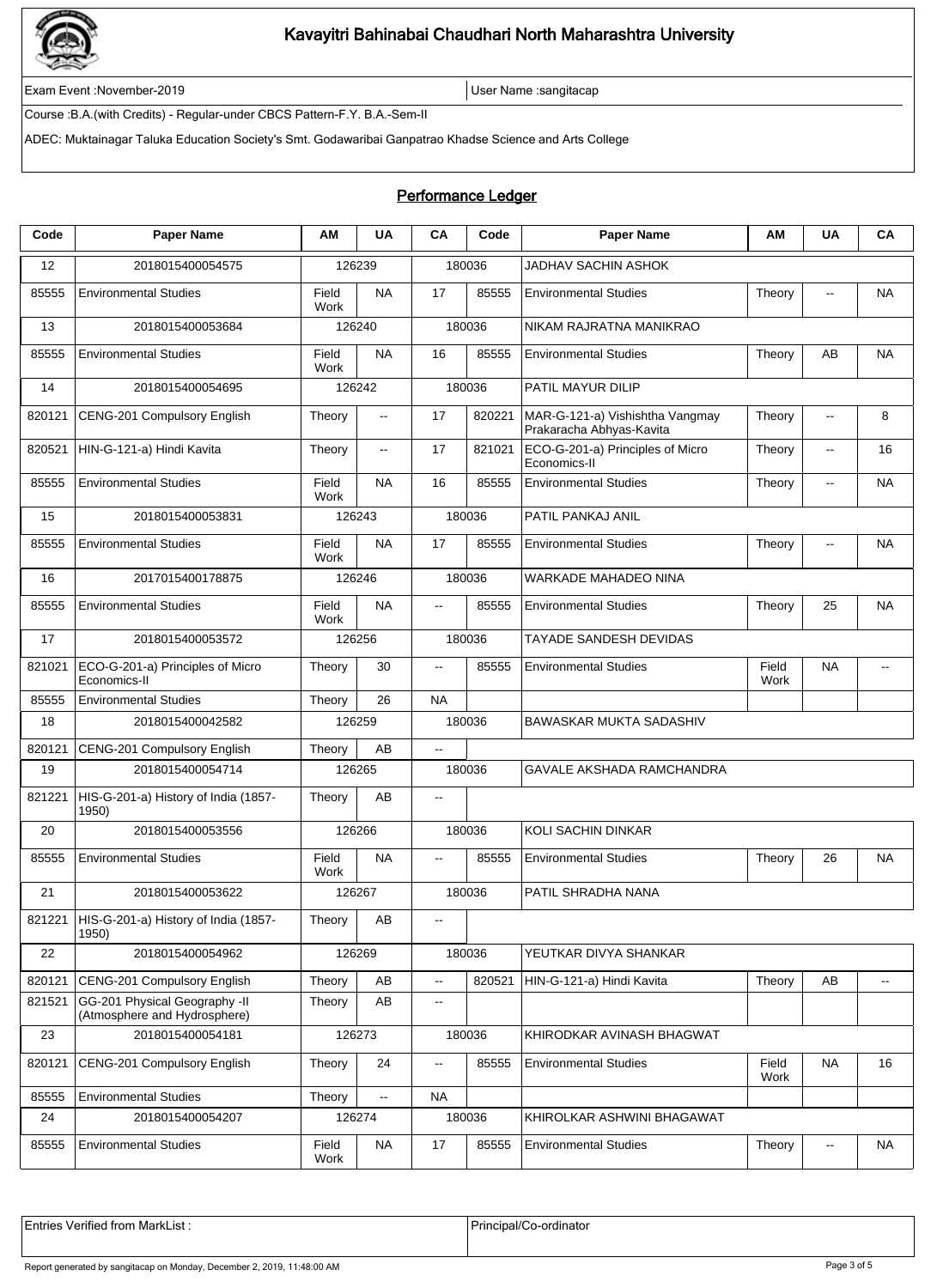# Kavayitri Bahinabai Chaudhari North Maharashtra University

Exam Event :November-2019 | User Name :sangitacap

Course :B.A.(with Credits) - Regular-under CBCS Pattern-F.Y. B.A.-Sem-II

ADEC: Muktainagar Taluka Education Society's Smt. Godawaribai Ganpatrao Khadse Science and Arts College

## Performance Ledger

| Code | Paper Name | AM | UA | CA | Code | Paper Name | AM | UA | CA |
|---|---|---|---|---|---|---|---|---|---|
| 12 | 2018015400054575 | 126239 | | 180036 | | JADHAV SACHIN ASHOK | | | |
| 85555 | Environmental Studies | Field Work | NA | 17 | 85555 | Environmental Studies | Theory | -- | NA |
| 13 | 2018015400053684 | 126240 | | 180036 | | NIKAM RAJRATNA MANIKRAO | | | |
| 85555 | Environmental Studies | Field Work | NA | 16 | 85555 | Environmental Studies | Theory | AB | NA |
| 14 | 2018015400054695 | 126242 | | 180036 | | PATIL MAYUR DILIP | | | |
| 820121 | CENG-201 Compulsory English | Theory | -- | 17 | 820221 | MAR-G-121-a) Vishishtha Vangmay Prakaracha Abhyas-Kavita | Theory | -- | 8 |
| 820521 | HIN-G-121-a) Hindi Kavita | Theory | -- | 17 | 821021 | ECO-G-201-a) Principles of Micro Economics-II | Theory | -- | 16 |
| 85555 | Environmental Studies | Field Work | NA | 16 | 85555 | Environmental Studies | Theory | -- | NA |
| 15 | 2018015400053831 | 126243 | | 180036 | | PATIL PANKAJ ANIL | | | |
| 85555 | Environmental Studies | Field Work | NA | 17 | 85555 | Environmental Studies | Theory | -- | NA |
| 16 | 2017015400178875 | 126246 | | 180036 | | WARKADE MAHADEO NINA | | | |
| 85555 | Environmental Studies | Field Work | NA | -- | 85555 | Environmental Studies | Theory | 25 | NA |
| 17 | 2018015400053572 | 126256 | | 180036 | | TAYADE SANDESH DEVIDAS | | | |
| 821021 | ECO-G-201-a) Principles of Micro Economics-II | Theory | 30 | -- | 85555 | Environmental Studies | Field Work | NA | -- |
| 85555 | Environmental Studies | Theory | 26 | NA | | | | | |
| 18 | 2018015400042582 | 126259 | | 180036 | | BAWASKAR MUKTA SADASHIV | | | |
| 820121 | CENG-201 Compulsory English | Theory | AB | -- | | | | | |
| 19 | 2018015400054714 | 126265 | | 180036 | | GAVALE AKSHADA RAMCHANDRA | | | |
| 821221 | HIS-G-201-a) History of India (1857-1950) | Theory | AB | -- | | | | | |
| 20 | 2018015400053556 | 126266 | | 180036 | | KOLI SACHIN DINKAR | | | |
| 85555 | Environmental Studies | Field Work | NA | -- | 85555 | Environmental Studies | Theory | 26 | NA |
| 21 | 2018015400053622 | 126267 | | 180036 | | PATIL SHRADHA NANA | | | |
| 821221 | HIS-G-201-a) History of India (1857-1950) | Theory | AB | -- | | | | | |
| 22 | 2018015400054962 | 126269 | | 180036 | | YEUTKAR DIVYA SHANKAR | | | |
| 820121 | CENG-201 Compulsory English | Theory | AB | -- | 820521 | HIN-G-121-a) Hindi Kavita | Theory | AB | -- |
| 821521 | GG-201 Physical Geography -II (Atmosphere and Hydrosphere) | Theory | AB | -- | | | | | |
| 23 | 2018015400054181 | 126273 | | 180036 | | KHIRODKAR AVINASH BHAGWAT | | | |
| 820121 | CENG-201 Compulsory English | Theory | 24 | -- | 85555 | Environmental Studies | Field Work | NA | 16 |
| 85555 | Environmental Studies | Theory | -- | NA | | | | | |
| 24 | 2018015400054207 | 126274 | | 180036 | | KHIROLKAR ASHWINI BHAGAWAT | | | |
| 85555 | Environmental Studies | Field Work | NA | 17 | 85555 | Environmental Studies | Theory | -- | NA |

Entries Verified from MarkList : | Principal/Co-ordinator

Report generated by sangitacap on Monday, December 2, 2019, 11:48:00 AM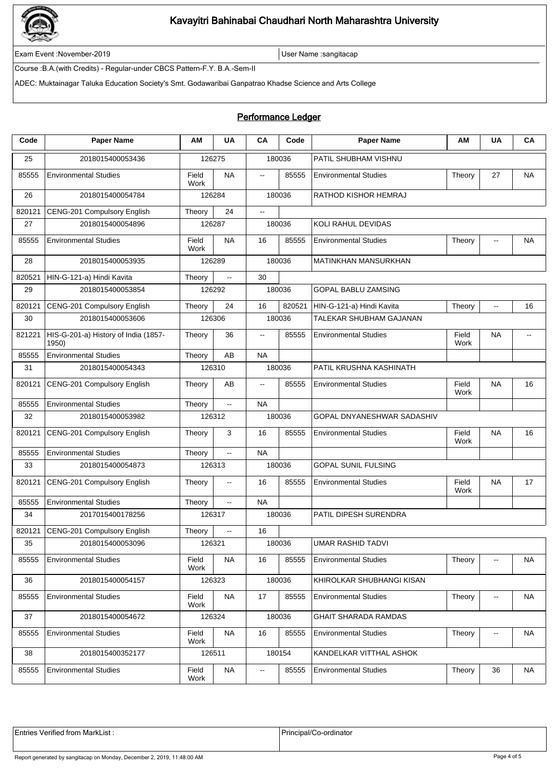# Kavayitri Bahinabai Chaudhari North Maharashtra University

Exam Event :November-2019 | User Name :sangitacap

Course :B.A.(with Credits) - Regular-under CBCS Pattern-F.Y. B.A.-Sem-II

ADEC: Muktainagar Taluka Education Society's Smt. Godawaribai Ganpatrao Khadse Science and Arts College

## Performance Ledger

| Code | Paper Name | AM | UA | CA | Code | Paper Name | AM | UA | CA |
|---|---|---|---|---|---|---|---|---|---|
| 25 | 2018015400053436 | 126275 | | 180036 | | PATIL SHUBHAM VISHNU | | | |
| 85555 | Environmental Studies | Field Work | NA | -- | 85555 | Environmental Studies | Theory | 27 | NA |
| 26 | 2018015400054784 | 126284 | | 180036 | | RATHOD KISHOR HEMRAJ | | | |
| 820121 | CENG-201 Compulsory English | Theory | 24 | -- | | | | | |
| 27 | 2018015400054896 | 126287 | | 180036 | | KOLI RAHUL DEVIDAS | | | |
| 85555 | Environmental Studies | Field Work | NA | 16 | 85555 | Environmental Studies | Theory | -- | NA |
| 28 | 2018015400053935 | 126289 | | 180036 | | MATINKHAN MANSURKHAN | | | |
| 820521 | HIN-G-121-a) Hindi Kavita | Theory | -- | 30 | | | | | |
| 29 | 2018015400053854 | 126292 | | 180036 | | GOPAL BABLU ZAMSING | | | |
| 820121 | CENG-201 Compulsory English | Theory | 24 | 16 | 820521 | HIN-G-121-a) Hindi Kavita | Theory | -- | 16 |
| 30 | 2018015400053606 | 126306 | | 180036 | | TALEKAR SHUBHAM GAJANAN | | | |
| 821221 | HIS-G-201-a) History of India (1857-1950) | Theory | 36 | -- | 85555 | Environmental Studies | Field Work | NA | -- |
| 85555 | Environmental Studies | Theory | AB | NA | | | | | |
| 31 | 2018015400054343 | 126310 | | 180036 | | PATIL KRUSHNA KASHINATH | | | |
| 820121 | CENG-201 Compulsory English | Theory | AB | -- | 85555 | Environmental Studies | Field Work | NA | 16 |
| 85555 | Environmental Studies | Theory | -- | NA | | | | | |
| 32 | 2018015400053982 | 126312 | | 180036 | | GOPAL DNYANESHWAR SADASHIV | | | |
| 820121 | CENG-201 Compulsory English | Theory | 3 | 16 | 85555 | Environmental Studies | Field Work | NA | 16 |
| 85555 | Environmental Studies | Theory | -- | NA | | | | | |
| 33 | 2018015400054873 | 126313 | | 180036 | | GOPAL SUNIL FULSING | | | |
| 820121 | CENG-201 Compulsory English | Theory | -- | 16 | 85555 | Environmental Studies | Field Work | NA | 17 |
| 85555 | Environmental Studies | Theory | -- | NA | | | | | |
| 34 | 2017015400178256 | 126317 | | 180036 | | PATIL DIPESH SURENDRA | | | |
| 820121 | CENG-201 Compulsory English | Theory | -- | 16 | | | | | |
| 35 | 2018015400053096 | 126321 | | 180036 | | UMAR RASHID TADVI | | | |
| 85555 | Environmental Studies | Field Work | NA | 16 | 85555 | Environmental Studies | Theory | -- | NA |
| 36 | 2018015400054157 | 126323 | | 180036 | | KHIROLKAR SHUBHANGI KISAN | | | |
| 85555 | Environmental Studies | Field Work | NA | 17 | 85555 | Environmental Studies | Theory | -- | NA |
| 37 | 2018015400054672 | 126324 | | 180036 | | GHAIT SHARADA RAMDAS | | | |
| 85555 | Environmental Studies | Field Work | NA | 16 | 85555 | Environmental Studies | Theory | -- | NA |
| 38 | 2018015400352177 | 126511 | | 180154 | | KANDELKAR VITTHAL ASHOK | | | |
| 85555 | Environmental Studies | Field Work | NA | -- | 85555 | Environmental Studies | Theory | 36 | NA |

Entries Verified from MarkList : | Principal/Co-ordinator

Report generated by sangitacap on Monday, December 2, 2019, 11:48:00 AM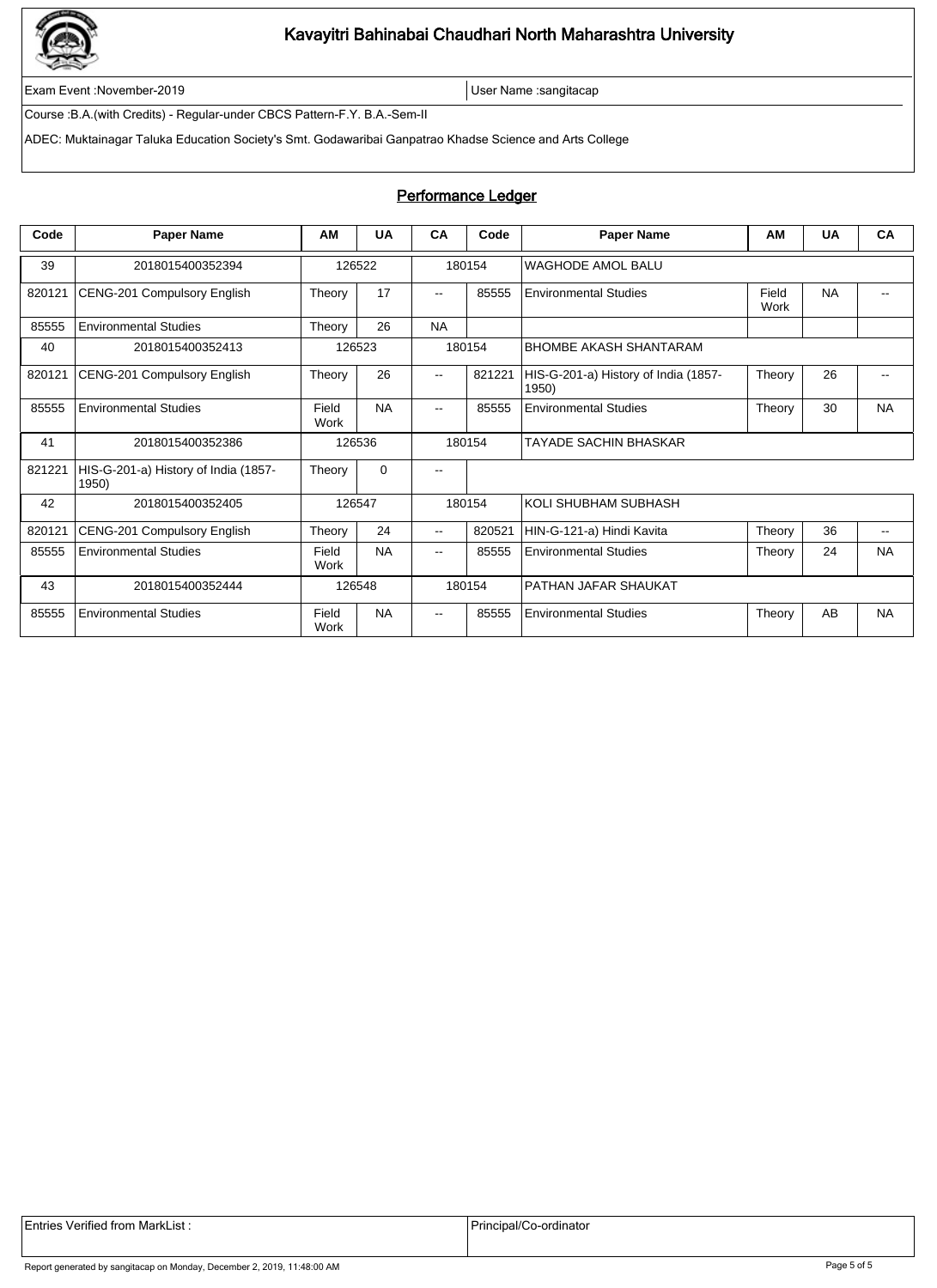# Kavayitri Bahinabai Chaudhari North Maharashtra University

Exam Event :November-2019 | User Name :sangitacap

Course :B.A.(with Credits) - Regular-under CBCS Pattern-F.Y. B.A.-Sem-II

ADEC: Muktainagar Taluka Education Society's Smt. Godawaribai Ganpatrao Khadse Science and Arts College

## Performance Ledger

| Code | Paper Name | AM | UA | CA | Code | Paper Name | AM | UA | CA |
|---|---|---|---|---|---|---|---|---|---|
| 39 | 2018015400352394 | 126522 | | 180154 | | WAGHODE AMOL BALU | | | |
| 820121 | CENG-201 Compulsory English | Theory | 17 | -- | 85555 | Environmental Studies | Field Work | NA | -- |
| 85555 | Environmental Studies | Theory | 26 | NA | | | | | |
| 40 | 2018015400352413 | 126523 | | 180154 | | BHOMBE AKASH SHANTARAM | | | |
| 820121 | CENG-201 Compulsory English | Theory | 26 | -- | 821221 | HIS-G-201-a) History of India (1857-1950) | Theory | 26 | -- |
| 85555 | Environmental Studies | Field Work | NA | -- | 85555 | Environmental Studies | Theory | 30 | NA |
| 41 | 2018015400352386 | 126536 | | 180154 | | TAYADE SACHIN BHASKAR | | | |
| 821221 | HIS-G-201-a) History of India (1857-1950) | Theory | 0 | -- | | | | | |
| 42 | 2018015400352405 | 126547 | | 180154 | | KOLI SHUBHAM SUBHASH | | | |
| 820121 | CENG-201 Compulsory English | Theory | 24 | -- | 820521 | HIN-G-121-a) Hindi Kavita | Theory | 36 | -- |
| 85555 | Environmental Studies | Field Work | NA | -- | 85555 | Environmental Studies | Theory | 24 | NA |
| 43 | 2018015400352444 | 126548 | | 180154 | | PATHAN JAFAR SHAUKAT | | | |
| 85555 | Environmental Studies | Field Work | NA | -- | 85555 | Environmental Studies | Theory | AB | NA |

Entries Verified from MarkList : | Principal/Co-ordinator

Report generated by sangitacap on Monday, December 2, 2019, 11:48:00 AM